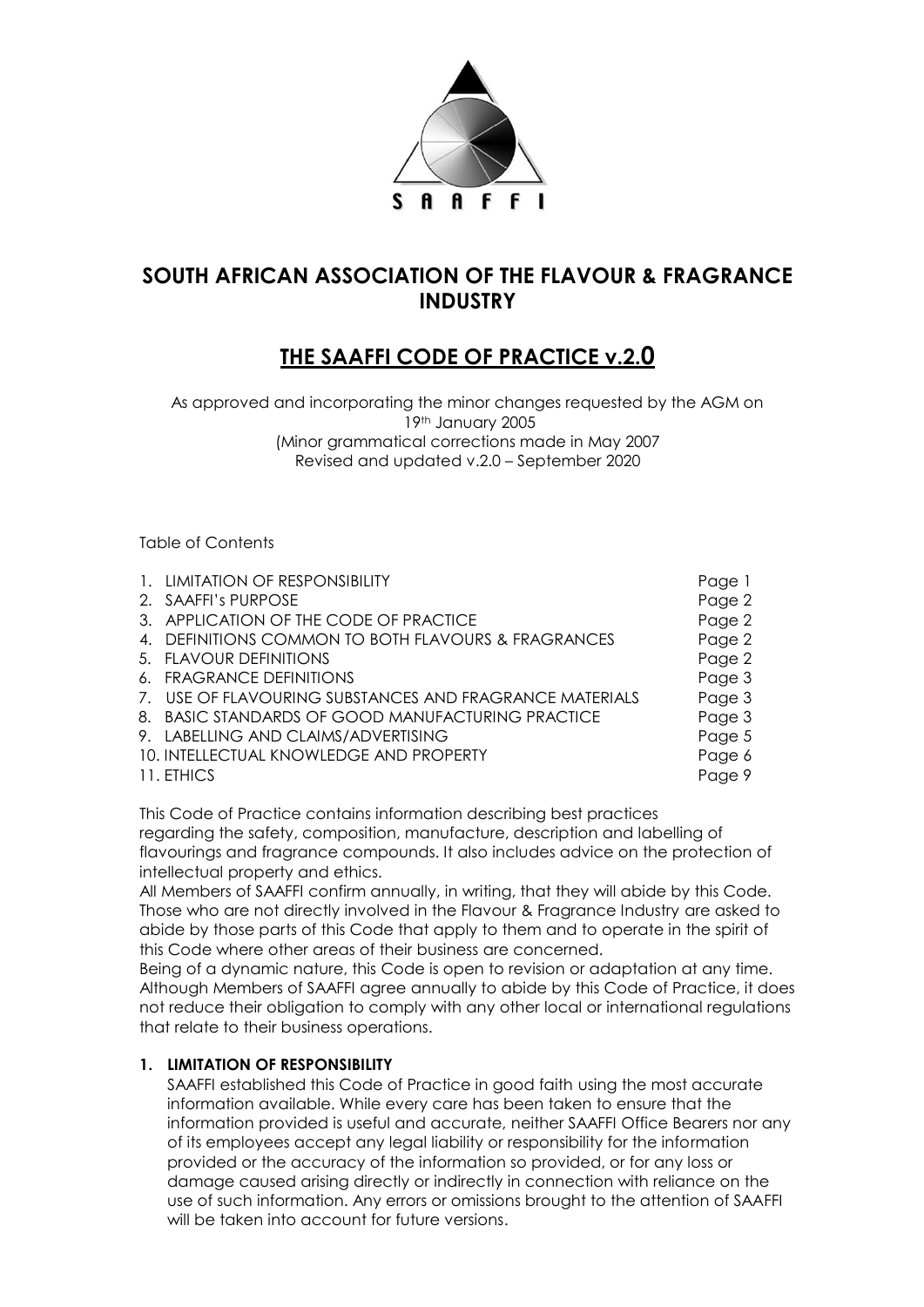S A A F F I

# SOUTH AFRICAN ASSOCIATION OF THE FLAVOUR & FRAGRANCE INDUSTRY

## THE SAAFFI CODE OF PRACTICE v.2.0

As approved and incorporating the minor changes requested by the AGM on 19th January 2005
(Minor grammatical corrections made in May 2007
Revised and updated v.2.0 – September 2020

Table of Contents

| | |
|---|---|
| 1. LIMITATION OF RESPONSIBILITY | Page 1 |
| 2. SAAFFI's PURPOSE | Page 2 |
| 3. APPLICATION OF THE CODE OF PRACTICE | Page 2 |
| 4. DEFINITIONS COMMON TO BOTH FLAVOURS & FRAGRANCES | Page 2 |
| 5. FLAVOUR DEFINITIONS | Page 2 |
| 6. FRAGRANCE DEFINITIONS | Page 3 |
| 7. USE OF FLAVOURING SUBSTANCES AND FRAGRANCE MATERIALS | Page 3 |
| 8. BASIC STANDARDS OF GOOD MANUFACTURING PRACTICE | Page 3 |
| 9. LABELLING AND CLAIMS/ADVERTISING | Page 5 |
| 10. INTELLECTUAL KNOWLEDGE AND PROPERTY | Page 6 |
| 11. ETHICS | Page 9 |

This Code of Practice contains information describing best practices regarding the safety, composition, manufacture, description and labelling of flavourings and fragrance compounds. It also includes advice on the protection of intellectual property and ethics.

All Members of SAAFFI confirm annually, in writing, that they will abide by this Code. Those who are not directly involved in the Flavour & Fragrance Industry are asked to abide by those parts of this Code that apply to them and to operate in the spirit of this Code where other areas of their business are concerned.

Being of a dynamic nature, this Code is open to revision or adaptation at any time. Although Members of SAAFFI agree annually to abide by this Code of Practice, it does not reduce their obligation to comply with any other local or international regulations that relate to their business operations.

### 1. LIMITATION OF RESPONSIBILITY

SAAFFI established this Code of Practice in good faith using the most accurate information available. While every care has been taken to ensure that the information provided is useful and accurate, neither SAAFFI Office Bearers nor any of its employees accept any legal liability or responsibility for the information provided or the accuracy of the information so provided, or for any loss or damage caused arising directly or indirectly in connection with reliance on the use of such information. Any errors or omissions brought to the attention of SAAFFI will be taken into account for future versions.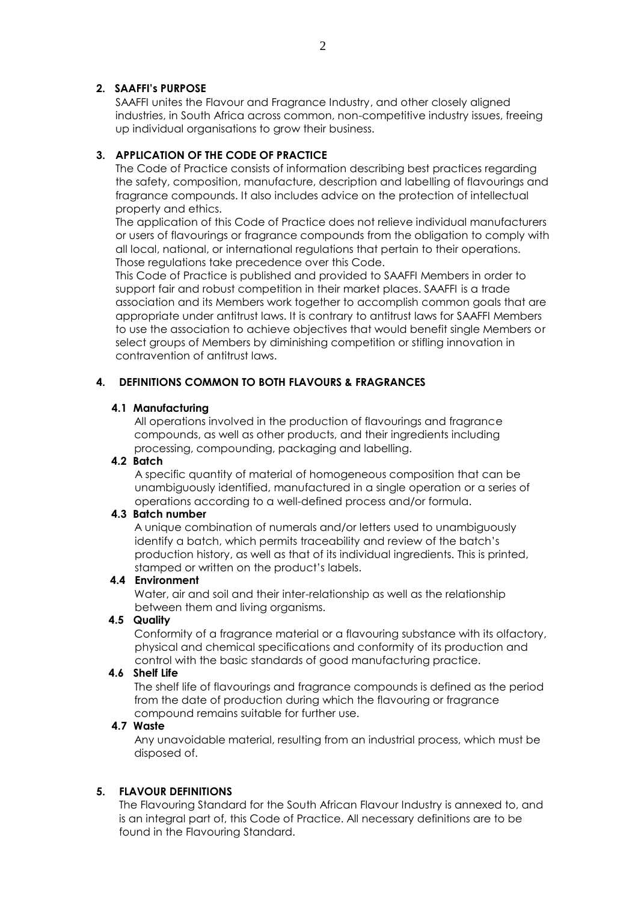## 2. SAAFFI's PURPOSE

SAAFFI unites the Flavour and Fragrance Industry, and other closely aligned industries, in South Africa across common, non-competitive industry issues, freeing up individual organisations to grow their business.

## 3. APPLICATION OF THE CODE OF PRACTICE

The Code of Practice consists of information describing best practices regarding the safety, composition, manufacture, description and labelling of flavourings and fragrance compounds. It also includes advice on the protection of intellectual property and ethics.

The application of this Code of Practice does not relieve individual manufacturers or users of flavourings or fragrance compounds from the obligation to comply with all local, national, or international regulations that pertain to their operations. Those regulations take precedence over this Code.

This Code of Practice is published and provided to SAAFFI Members in order to support fair and robust competition in their market places. SAAFFI is a trade association and its Members work together to accomplish common goals that are appropriate under antitrust laws. It is contrary to antitrust laws for SAAFFI Members to use the association to achieve objectives that would benefit single Members or select groups of Members by diminishing competition or stifling innovation in contravention of antitrust laws.

## 4. DEFINITIONS COMMON TO BOTH FLAVOURS & FRAGRANCES

### 4.1 Manufacturing

All operations involved in the production of flavourings and fragrance compounds, as well as other products, and their ingredients including processing, compounding, packaging and labelling.

### 4.2 Batch

A specific quantity of material of homogeneous composition that can be unambiguously identified, manufactured in a single operation or a series of operations according to a well-defined process and/or formula.

### 4.3 Batch number

A unique combination of numerals and/or letters used to unambiguously identify a batch, which permits traceability and review of the batch's production history, as well as that of its individual ingredients. This is printed, stamped or written on the product's labels.

### 4.4 Environment

Water, air and soil and their inter-relationship as well as the relationship between them and living organisms.

### 4.5 Quality

Conformity of a fragrance material or a flavouring substance with its olfactory, physical and chemical specifications and conformity of its production and control with the basic standards of good manufacturing practice.

### 4.6 Shelf Life

The shelf life of flavourings and fragrance compounds is defined as the period from the date of production during which the flavouring or fragrance compound remains suitable for further use.

### 4.7 Waste

Any unavoidable material, resulting from an industrial process, which must be disposed of.

## 5. FLAVOUR DEFINITIONS

The Flavouring Standard for the South African Flavour Industry is annexed to, and is an integral part of, this Code of Practice. All necessary definitions are to be found in the Flavouring Standard.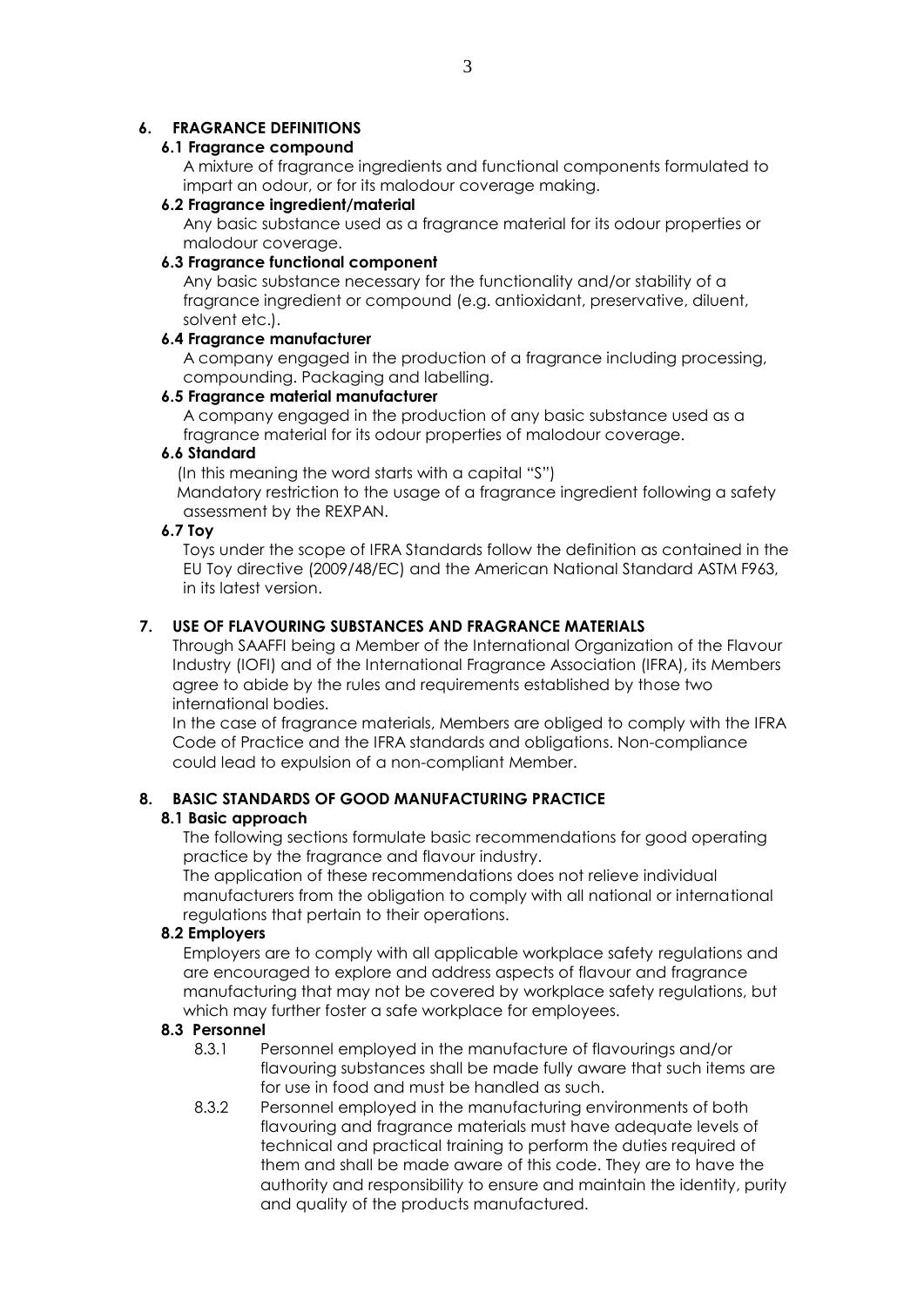## 6. FRAGRANCE DEFINITIONS

### 6.1 Fragrance compound

A mixture of fragrance ingredients and functional components formulated to impart an odour, or for its malodour coverage making.

### 6.2 Fragrance ingredient/material

Any basic substance used as a fragrance material for its odour properties or malodour coverage.

### 6.3 Fragrance functional component

Any basic substance necessary for the functionality and/or stability of a fragrance ingredient or compound (e.g. antioxidant, preservative, diluent, solvent etc.).

### 6.4 Fragrance manufacturer

A company engaged in the production of a fragrance including processing, compounding. Packaging and labelling.

### 6.5 Fragrance material manufacturer

A company engaged in the production of any basic substance used as a fragrance material for its odour properties of malodour coverage.

### 6.6 Standard

(In this meaning the word starts with a capital "S")

Mandatory restriction to the usage of a fragrance ingredient following a safety assessment by the REXPAN.

### 6.7 Toy

Toys under the scope of IFRA Standards follow the definition as contained in the EU Toy directive (2009/48/EC) and the American National Standard ASTM F963, in its latest version.

## 7. USE OF FLAVOURING SUBSTANCES AND FRAGRANCE MATERIALS

Through SAAFFI being a Member of the International Organization of the Flavour Industry (IOFI) and of the International Fragrance Association (IFRA), its Members agree to abide by the rules and requirements established by those two international bodies.

In the case of fragrance materials, Members are obliged to comply with the IFRA Code of Practice and the IFRA standards and obligations. Non-compliance could lead to expulsion of a non-compliant Member.

## 8. BASIC STANDARDS OF GOOD MANUFACTURING PRACTICE

### 8.1 Basic approach

The following sections formulate basic recommendations for good operating practice by the fragrance and flavour industry.

The application of these recommendations does not relieve individual manufacturers from the obligation to comply with all national or international regulations that pertain to their operations.

### 8.2 Employers

Employers are to comply with all applicable workplace safety regulations and are encouraged to explore and address aspects of flavour and fragrance manufacturing that may not be covered by workplace safety regulations, but which may further foster a safe workplace for employees.

### 8.3 Personnel

8.3.1 Personnel employed in the manufacture of flavourings and/or flavouring substances shall be made fully aware that such items are for use in food and must be handled as such.

8.3.2 Personnel employed in the manufacturing environments of both flavouring and fragrance materials must have adequate levels of technical and practical training to perform the duties required of them and shall be made aware of this code. They are to have the authority and responsibility to ensure and maintain the identity, purity and quality of the products manufactured.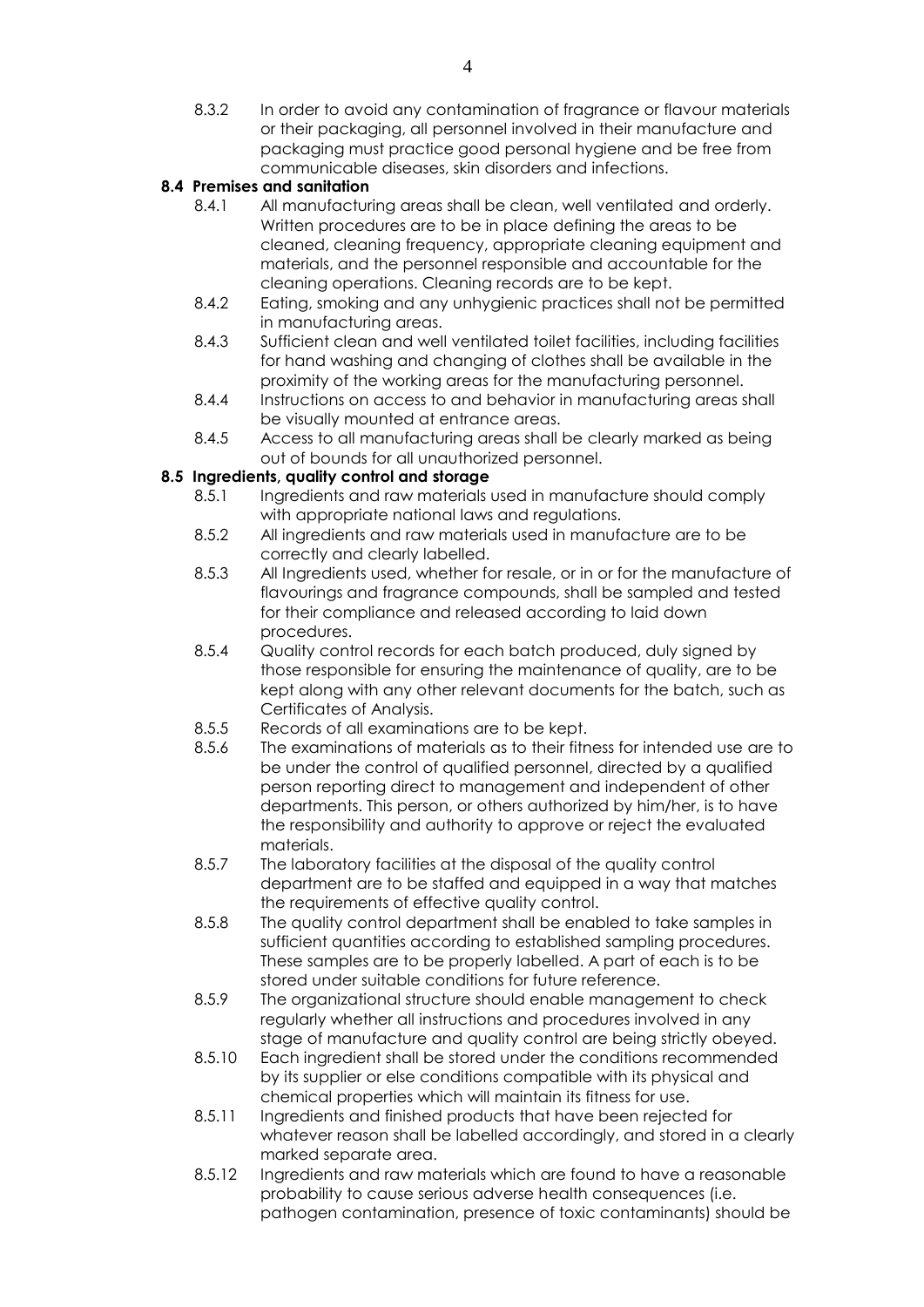8.3.2 In order to avoid any contamination of fragrance or flavour materials or their packaging, all personnel involved in their manufacture and packaging must practice good personal hygiene and be free from communicable diseases, skin disorders and infections.

### 8.4 Premises and sanitation

8.4.1 All manufacturing areas shall be clean, well ventilated and orderly. Written procedures are to be in place defining the areas to be cleaned, cleaning frequency, appropriate cleaning equipment and materials, and the personnel responsible and accountable for the cleaning operations. Cleaning records are to be kept.

8.4.2 Eating, smoking and any unhygienic practices shall not be permitted in manufacturing areas.

8.4.3 Sufficient clean and well ventilated toilet facilities, including facilities for hand washing and changing of clothes shall be available in the proximity of the working areas for the manufacturing personnel.

8.4.4 Instructions on access to and behavior in manufacturing areas shall be visually mounted at entrance areas.

8.4.5 Access to all manufacturing areas shall be clearly marked as being out of bounds for all unauthorized personnel.

### 8.5 Ingredients, quality control and storage

8.5.1 Ingredients and raw materials used in manufacture should comply with appropriate national laws and regulations.

8.5.2 All ingredients and raw materials used in manufacture are to be correctly and clearly labelled.

8.5.3 All Ingredients used, whether for resale, or in or for the manufacture of flavourings and fragrance compounds, shall be sampled and tested for their compliance and released according to laid down procedures.

8.5.4 Quality control records for each batch produced, duly signed by those responsible for ensuring the maintenance of quality, are to be kept along with any other relevant documents for the batch, such as Certificates of Analysis.

8.5.5 Records of all examinations are to be kept.

8.5.6 The examinations of materials as to their fitness for intended use are to be under the control of qualified personnel, directed by a qualified person reporting direct to management and independent of other departments. This person, or others authorized by him/her, is to have the responsibility and authority to approve or reject the evaluated materials.

8.5.7 The laboratory facilities at the disposal of the quality control department are to be staffed and equipped in a way that matches the requirements of effective quality control.

8.5.8 The quality control department shall be enabled to take samples in sufficient quantities according to established sampling procedures. These samples are to be properly labelled. A part of each is to be stored under suitable conditions for future reference.

8.5.9 The organizational structure should enable management to check regularly whether all instructions and procedures involved in any stage of manufacture and quality control are being strictly obeyed.

8.5.10 Each ingredient shall be stored under the conditions recommended by its supplier or else conditions compatible with its physical and chemical properties which will maintain its fitness for use.

8.5.11 Ingredients and finished products that have been rejected for whatever reason shall be labelled accordingly, and stored in a clearly marked separate area.

8.5.12 Ingredients and raw materials which are found to have a reasonable probability to cause serious adverse health consequences (i.e. pathogen contamination, presence of toxic contaminants) should be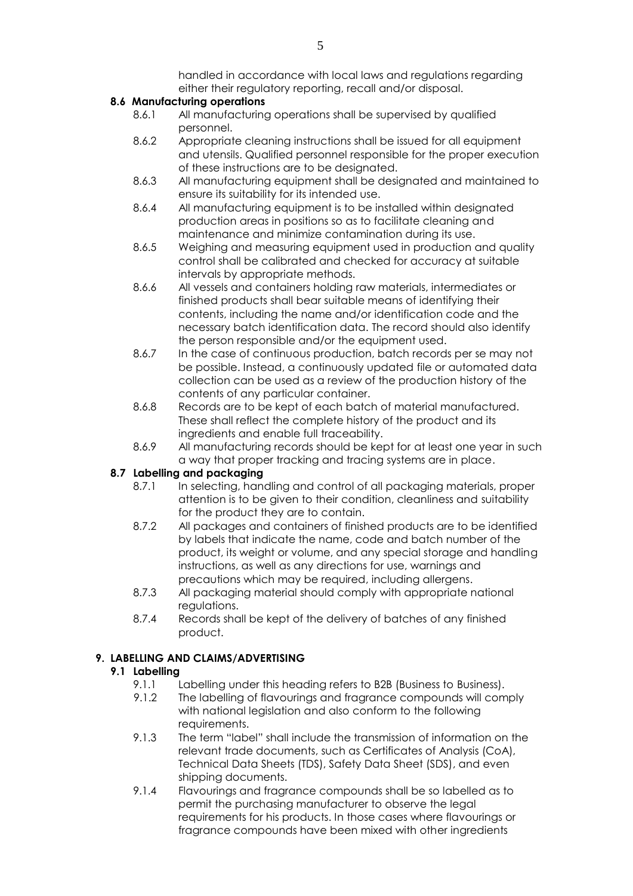handled in accordance with local laws and regulations regarding either their regulatory reporting, recall and/or disposal.

### 8.6 Manufacturing operations

8.6.1 All manufacturing operations shall be supervised by qualified personnel.

8.6.2 Appropriate cleaning instructions shall be issued for all equipment and utensils. Qualified personnel responsible for the proper execution of these instructions are to be designated.

8.6.3 All manufacturing equipment shall be designated and maintained to ensure its suitability for its intended use.

8.6.4 All manufacturing equipment is to be installed within designated production areas in positions so as to facilitate cleaning and maintenance and minimize contamination during its use.

8.6.5 Weighing and measuring equipment used in production and quality control shall be calibrated and checked for accuracy at suitable intervals by appropriate methods.

8.6.6 All vessels and containers holding raw materials, intermediates or finished products shall bear suitable means of identifying their contents, including the name and/or identification code and the necessary batch identification data. The record should also identify the person responsible and/or the equipment used.

8.6.7 In the case of continuous production, batch records per se may not be possible. Instead, a continuously updated file or automated data collection can be used as a review of the production history of the contents of any particular container.

8.6.8 Records are to be kept of each batch of material manufactured. These shall reflect the complete history of the product and its ingredients and enable full traceability.

8.6.9 All manufacturing records should be kept for at least one year in such a way that proper tracking and tracing systems are in place.

### 8.7 Labelling and packaging

8.7.1 In selecting, handling and control of all packaging materials, proper attention is to be given to their condition, cleanliness and suitability for the product they are to contain.

8.7.2 All packages and containers of finished products are to be identified by labels that indicate the name, code and batch number of the product, its weight or volume, and any special storage and handling instructions, as well as any directions for use, warnings and precautions which may be required, including allergens.

8.7.3 All packaging material should comply with appropriate national regulations.

8.7.4 Records shall be kept of the delivery of batches of any finished product.

## 9. LABELLING AND CLAIMS/ADVERTISING

### 9.1 Labelling

9.1.1 Labelling under this heading refers to B2B (Business to Business).

9.1.2 The labelling of flavourings and fragrance compounds will comply with national legislation and also conform to the following requirements.

9.1.3 The term "label" shall include the transmission of information on the relevant trade documents, such as Certificates of Analysis (CoA), Technical Data Sheets (TDS), Safety Data Sheet (SDS), and even shipping documents.

9.1.4 Flavourings and fragrance compounds shall be so labelled as to permit the purchasing manufacturer to observe the legal requirements for his products. In those cases where flavourings or fragrance compounds have been mixed with other ingredients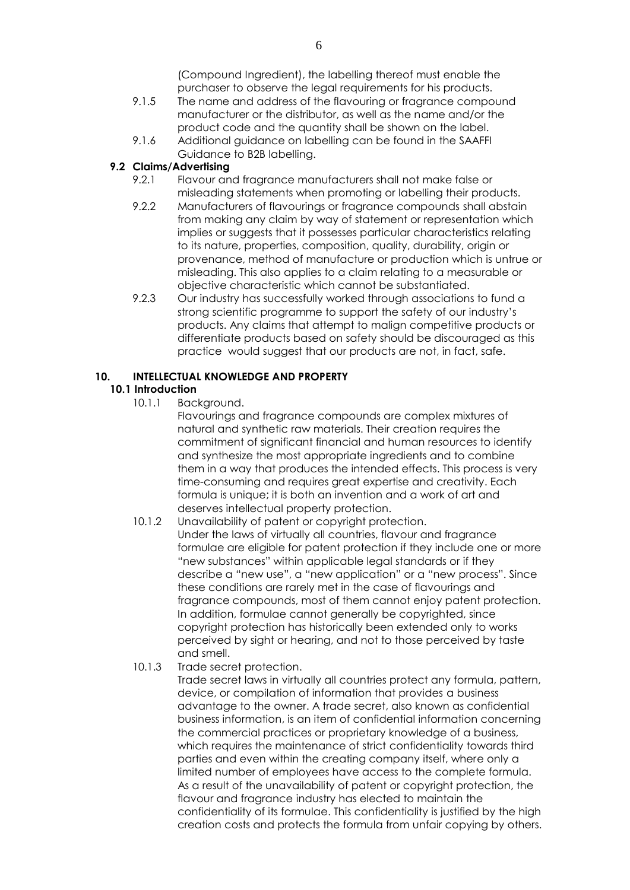(Compound Ingredient), the labelling thereof must enable the purchaser to observe the legal requirements for his products.

9.1.5 The name and address of the flavouring or fragrance compound manufacturer or the distributor, as well as the name and/or the product code and the quantity shall be shown on the label.

9.1.6 Additional guidance on labelling can be found in the SAAFFI Guidance to B2B labelling.

### 9.2 Claims/Advertising

9.2.1 Flavour and fragrance manufacturers shall not make false or misleading statements when promoting or labelling their products.

9.2.2 Manufacturers of flavourings or fragrance compounds shall abstain from making any claim by way of statement or representation which implies or suggests that it possesses particular characteristics relating to its nature, properties, composition, quality, durability, origin or provenance, method of manufacture or production which is untrue or misleading. This also applies to a claim relating to a measurable or objective characteristic which cannot be substantiated.

9.2.3 Our industry has successfully worked through associations to fund a strong scientific programme to support the safety of our industry's products. Any claims that attempt to malign competitive products or differentiate products based on safety should be discouraged as this practice would suggest that our products are not, in fact, safe.

## 10. INTELLECTUAL KNOWLEDGE AND PROPERTY

### 10.1 Introduction

10.1.1 Background.

Flavourings and fragrance compounds are complex mixtures of natural and synthetic raw materials. Their creation requires the commitment of significant financial and human resources to identify and synthesize the most appropriate ingredients and to combine them in a way that produces the intended effects. This process is very time-consuming and requires great expertise and creativity. Each formula is unique; it is both an invention and a work of art and deserves intellectual property protection.

10.1.2 Unavailability of patent or copyright protection.

Under the laws of virtually all countries, flavour and fragrance formulae are eligible for patent protection if they include one or more "new substances" within applicable legal standards or if they describe a "new use", a "new application" or a "new process". Since these conditions are rarely met in the case of flavourings and fragrance compounds, most of them cannot enjoy patent protection. In addition, formulae cannot generally be copyrighted, since copyright protection has historically been extended only to works perceived by sight or hearing, and not to those perceived by taste and smell.

10.1.3 Trade secret protection.

Trade secret laws in virtually all countries protect any formula, pattern, device, or compilation of information that provides a business advantage to the owner. A trade secret, also known as confidential business information, is an item of confidential information concerning the commercial practices or proprietary knowledge of a business, which requires the maintenance of strict confidentiality towards third parties and even within the creating company itself, where only a limited number of employees have access to the complete formula. As a result of the unavailability of patent or copyright protection, the flavour and fragrance industry has elected to maintain the confidentiality of its formulae. This confidentiality is justified by the high creation costs and protects the formula from unfair copying by others.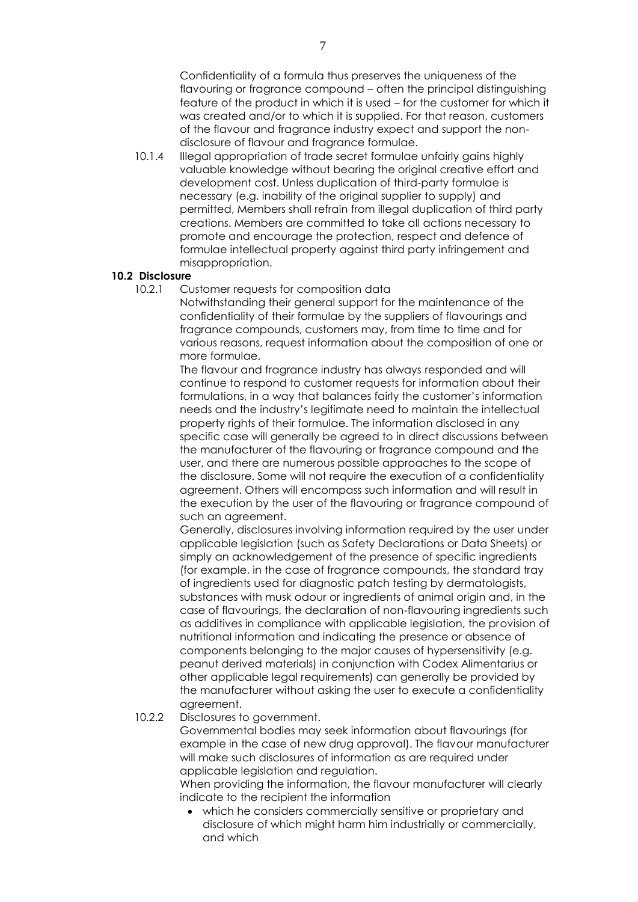Confidentiality of a formula thus preserves the uniqueness of the flavouring or fragrance compound – often the principal distinguishing feature of the product in which it is used – for the customer for which it was created and/or to which it is supplied. For that reason, customers of the flavour and fragrance industry expect and support the non-disclosure of flavour and fragrance formulae.

10.1.4 Illegal appropriation of trade secret formulae unfairly gains highly valuable knowledge without bearing the original creative effort and development cost. Unless duplication of third-party formulae is necessary (e.g. inability of the original supplier to supply) and permitted, Members shall refrain from illegal duplication of third party creations. Members are committed to take all actions necessary to promote and encourage the protection, respect and defence of formulae intellectual property against third party infringement and misappropriation.

**10.2 Disclosure**

10.2.1 Customer requests for composition data

Notwithstanding their general support for the maintenance of the confidentiality of their formulae by the suppliers of flavourings and fragrance compounds, customers may, from time to time and for various reasons, request information about the composition of one or more formulae.

The flavour and fragrance industry has always responded and will continue to respond to customer requests for information about their formulations, in a way that balances fairly the customer's information needs and the industry's legitimate need to maintain the intellectual property rights of their formulae. The information disclosed in any specific case will generally be agreed to in direct discussions between the manufacturer of the flavouring or fragrance compound and the user, and there are numerous possible approaches to the scope of the disclosure. Some will not require the execution of a confidentiality agreement. Others will encompass such information and will result in the execution by the user of the flavouring or fragrance compound of such an agreement.

Generally, disclosures involving information required by the user under applicable legislation (such as Safety Declarations or Data Sheets) or simply an acknowledgement of the presence of specific ingredients (for example, in the case of fragrance compounds, the standard tray of ingredients used for diagnostic patch testing by dermatologists, substances with musk odour or ingredients of animal origin and, in the case of flavourings, the declaration of non-flavouring ingredients such as additives in compliance with applicable legislation, the provision of nutritional information and indicating the presence or absence of components belonging to the major causes of hypersensitivity (e.g. peanut derived materials) in conjunction with Codex Alimentarius or other applicable legal requirements) can generally be provided by the manufacturer without asking the user to execute a confidentiality agreement.

10.2.2 Disclosures to government.

Governmental bodies may seek information about flavourings (for example in the case of new drug approval). The flavour manufacturer will make such disclosures of information as are required under applicable legislation and regulation.

When providing the information, the flavour manufacturer will clearly indicate to the recipient the information

- which he considers commercially sensitive or proprietary and disclosure of which might harm him industrially or commercially, and which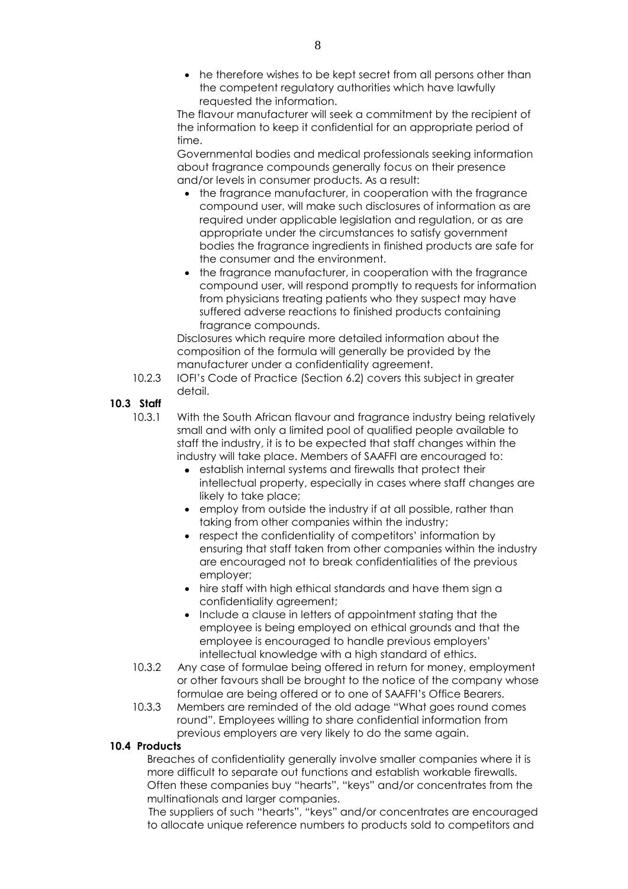- he therefore wishes to be kept secret from all persons other than the competent regulatory authorities which have lawfully requested the information.

The flavour manufacturer will seek a commitment by the recipient of the information to keep it confidential for an appropriate period of time.

Governmental bodies and medical professionals seeking information about fragrance compounds generally focus on their presence and/or levels in consumer products. As a result:

- the fragrance manufacturer, in cooperation with the fragrance compound user, will make such disclosures of information as are required under applicable legislation and regulation, or as are appropriate under the circumstances to satisfy government bodies the fragrance ingredients in finished products are safe for the consumer and the environment.
- the fragrance manufacturer, in cooperation with the fragrance compound user, will respond promptly to requests for information from physicians treating patients who they suspect may have suffered adverse reactions to finished products containing fragrance compounds.

Disclosures which require more detailed information about the composition of the formula will generally be provided by the manufacturer under a confidentiality agreement.

10.2.3 IOFI's Code of Practice (Section 6.2) covers this subject in greater detail.

**10.3 Staff**

10.3.1 With the South African flavour and fragrance industry being relatively small and with only a limited pool of qualified people available to staff the industry, it is to be expected that staff changes within the industry will take place. Members of SAAFFI are encouraged to:

- establish internal systems and firewalls that protect their intellectual property, especially in cases where staff changes are likely to take place;
- employ from outside the industry if at all possible, rather than taking from other companies within the industry;
- respect the confidentiality of competitors' information by ensuring that staff taken from other companies within the industry are encouraged not to break confidentialities of the previous employer;
- hire staff with high ethical standards and have them sign a confidentiality agreement;
- Include a clause in letters of appointment stating that the employee is being employed on ethical grounds and that the employee is encouraged to handle previous employers' intellectual knowledge with a high standard of ethics.

10.3.2 Any case of formulae being offered in return for money, employment or other favours shall be brought to the notice of the company whose formulae are being offered or to one of SAAFFI's Office Bearers.

10.3.3 Members are reminded of the old adage "What goes round comes round". Employees willing to share confidential information from previous employers are very likely to do the same again.

**10.4 Products**

Breaches of confidentiality generally involve smaller companies where it is more difficult to separate out functions and establish workable firewalls. Often these companies buy "hearts", "keys" and/or concentrates from the multinationals and larger companies.

The suppliers of such "hearts", "keys" and/or concentrates are encouraged to allocate unique reference numbers to products sold to competitors and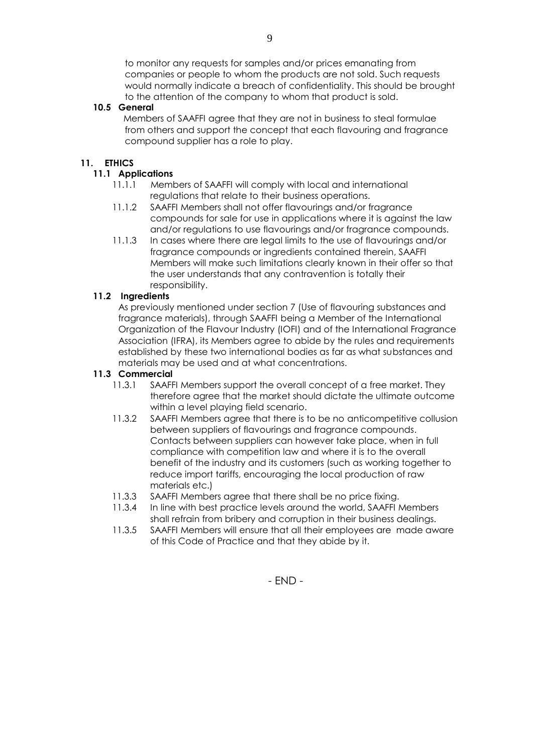to monitor any requests for samples and/or prices emanating from companies or people to whom the products are not sold. Such requests would normally indicate a breach of confidentiality. This should be brought to the attention of the company to whom that product is sold.

### 10.5 General

Members of SAAFFI agree that they are not in business to steal formulae from others and support the concept that each flavouring and fragrance compound supplier has a role to play.

## 11. ETHICS

### 11.1 Applications

11.1.1 Members of SAAFFI will comply with local and international regulations that relate to their business operations.

11.1.2 SAAFFI Members shall not offer flavourings and/or fragrance compounds for sale for use in applications where it is against the law and/or regulations to use flavourings and/or fragrance compounds.

11.1.3 In cases where there are legal limits to the use of flavourings and/or fragrance compounds or ingredients contained therein, SAAFFI Members will make such limitations clearly known in their offer so that the user understands that any contravention is totally their responsibility.

### 11.2 Ingredients

As previously mentioned under section 7 (Use of flavouring substances and fragrance materials), through SAAFFI being a Member of the International Organization of the Flavour Industry (IOFI) and of the International Fragrance Association (IFRA), its Members agree to abide by the rules and requirements established by these two international bodies as far as what substances and materials may be used and at what concentrations.

### 11.3 Commercial

11.3.1 SAAFFI Members support the overall concept of a free market. They therefore agree that the market should dictate the ultimate outcome within a level playing field scenario.

11.3.2 SAAFFI Members agree that there is to be no anticompetitive collusion between suppliers of flavourings and fragrance compounds. Contacts between suppliers can however take place, when in full compliance with competition law and where it is to the overall benefit of the industry and its customers (such as working together to reduce import tariffs, encouraging the local production of raw materials etc.)

11.3.3 SAAFFI Members agree that there shall be no price fixing.

11.3.4 In line with best practice levels around the world, SAAFFI Members shall refrain from bribery and corruption in their business dealings.

11.3.5 SAAFFI Members will ensure that all their employees are made aware of this Code of Practice and that they abide by it.

- END -